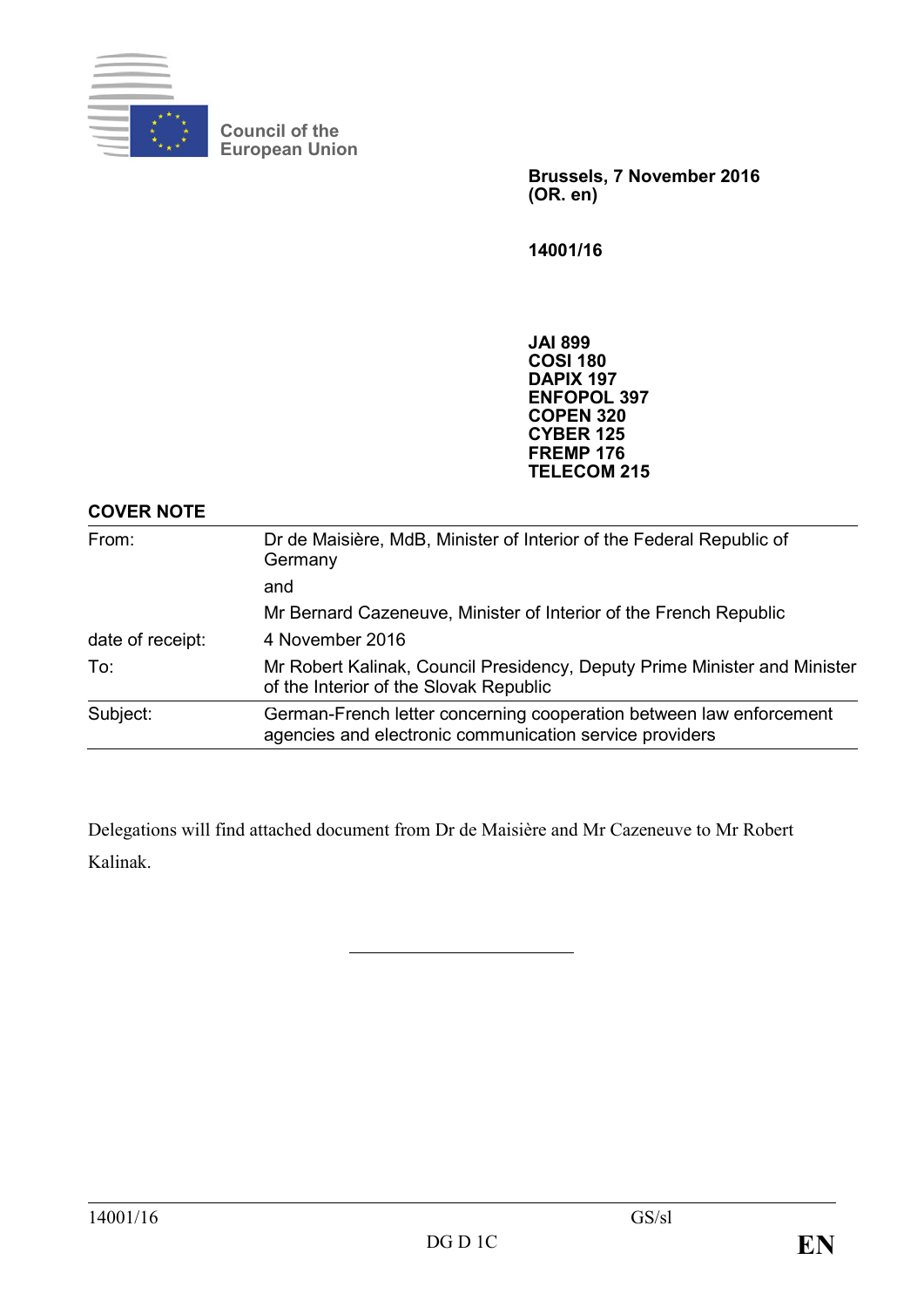Council of the European Union

**Brussels, 7 November 2016**
**(OR. en)**

**14001/16**

**JAI 899**
**COSI 180**
**DAPIX 197**
**ENFOPOL 397**
**COPEN 320**
**CYBER 125**
**FREMP 176**
**TELECOM 215**

**COVER NOTE**

| | |
|---|---|
| From: | Dr de Maisière, MdB, Minister of Interior of the Federal Republic of Germany<br>and<br>Mr Bernard Cazeneuve, Minister of Interior of the French Republic |
| date of receipt: | 4 November 2016 |
| To: | Mr Robert Kalinak, Council Presidency, Deputy Prime Minister and Minister of the Interior of the Slovak Republic |
| Subject: | German-French letter concerning cooperation between law enforcement agencies and electronic communication service providers |

Delegations will find attached document from Dr de Maisière and Mr Cazeneuve to Mr Robert Kalinak.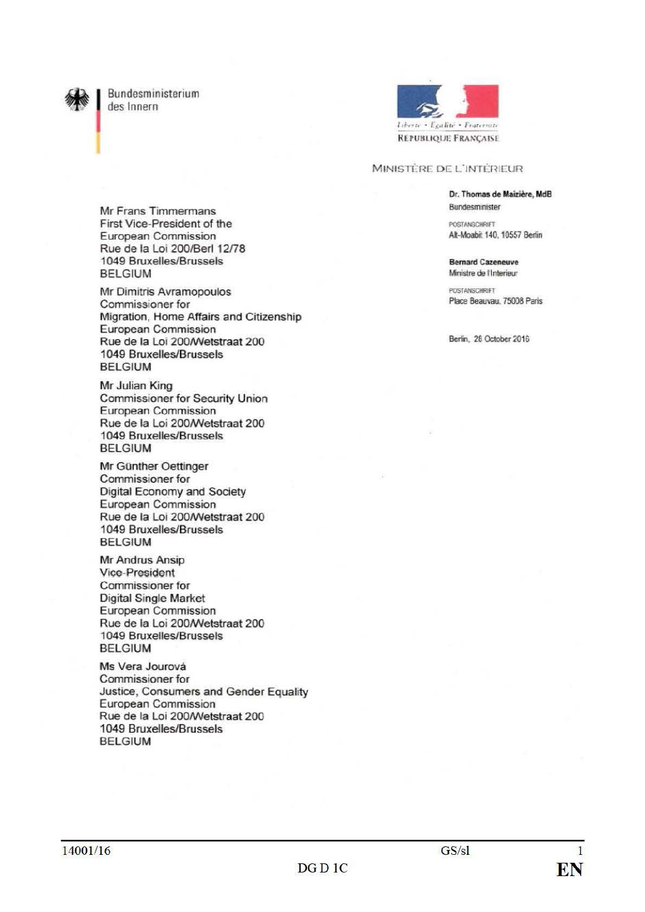Bundesministerium des Innern

Liberté • Égalité • Fraternité
RÉPUBLIQUE FRANÇAISE

MINISTÈRE DE L'INTÉRIEUR

**Dr. Thomas de Maizière, MdB**
Bundesminister

POSTANSCHRIFT
Alt-Moabit 140, 10557 Berlin

**Bernard Cazeneuve**
Ministre de l'Interieur

POSTANSCHRIFT
Place Beauvau, 75008 Paris

Berlin, 28 October 2016

Mr Frans Timmermans
First Vice-President of the
European Commission
Rue de la Loi 200/Berl 12/78
1049 Bruxelles/Brussels
BELGIUM

Mr Dimitris Avramopoulos
Commissioner for
Migration, Home Affairs and Citizenship
European Commission
Rue de la Loi 200/Wetstraat 200
1049 Bruxelles/Brussels
BELGIUM

Mr Julian King
Commissioner for Security Union
European Commission
Rue de la Loi 200/Wetstraat 200
1049 Bruxelles/Brussels
BELGIUM

Mr Günther Oettinger
Commissioner for
Digital Economy and Society
European Commission
Rue de la Loi 200/Wetstraat 200
1049 Bruxelles/Brussels
BELGIUM

Mr Andrus Ansip
Vice-President
Commissioner for
Digital Single Market
European Commission
Rue de la Loi 200/Wetstraat 200
1049 Bruxelles/Brussels
BELGIUM

Ms Vera Jourová
Commissioner for
Justice, Consumers and Gender Equality
European Commission
Rue de la Loi 200/Wetstraat 200
1049 Bruxelles/Brussels
BELGIUM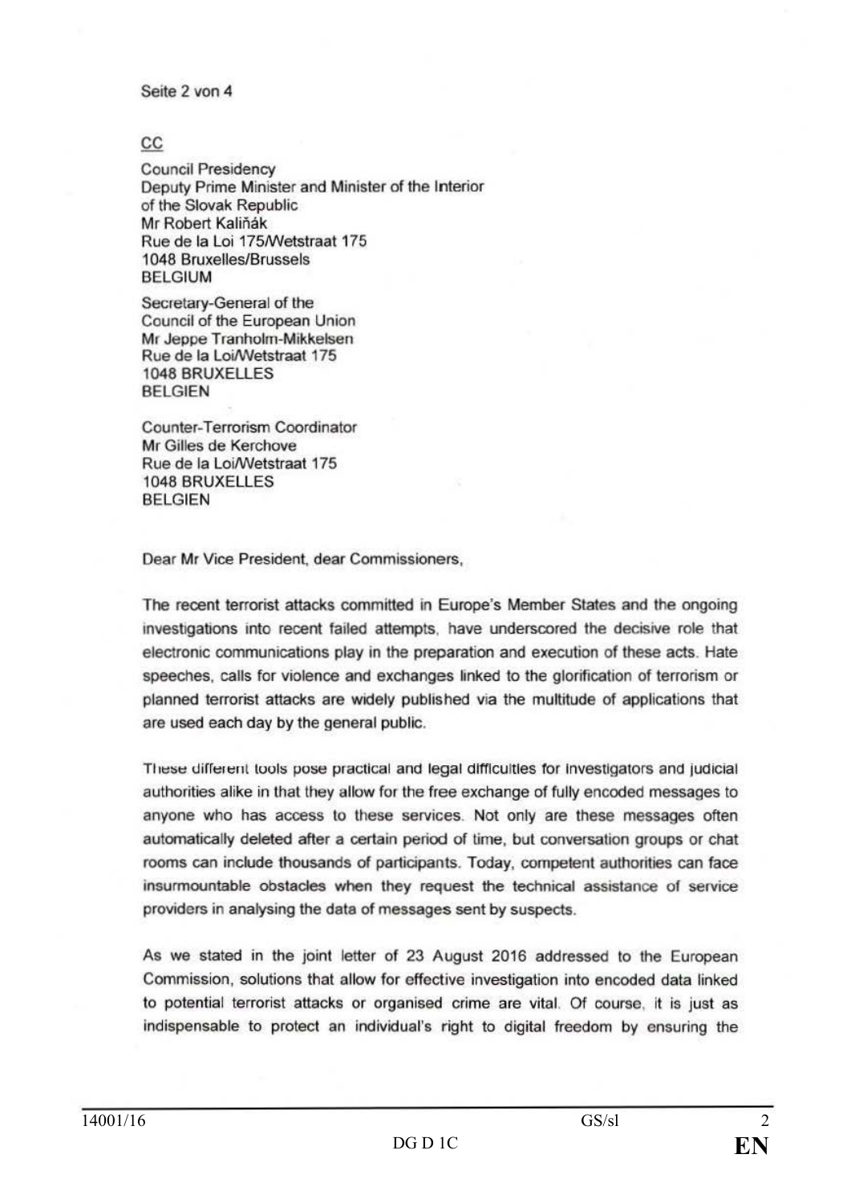CC

Council Presidency
Deputy Prime Minister and Minister of the Interior
of the Slovak Republic
Mr Robert Kaliňák
Rue de la Loi 175/Wetstraat 175
1048 Bruxelles/Brussels
BELGIUM

Secretary-General of the
Council of the European Union
Mr Jeppe Tranholm-Mikkelsen
Rue de la Loi/Wetstraat 175
1048 BRUXELLES
BELGIEN

Counter-Terrorism Coordinator
Mr Gilles de Kerchove
Rue de la Loi/Wetstraat 175
1048 BRUXELLES
BELGIEN

Dear Mr Vice President, dear Commissioners,

The recent terrorist attacks committed in Europe's Member States and the ongoing investigations into recent failed attempts, have underscored the decisive role that electronic communications play in the preparation and execution of these acts. Hate speeches, calls for violence and exchanges linked to the glorification of terrorism or planned terrorist attacks are widely published via the multitude of applications that are used each day by the general public.

These different tools pose practical and legal difficulties for investigators and judicial authorities alike in that they allow for the free exchange of fully encoded messages to anyone who has access to these services. Not only are these messages often automatically deleted after a certain period of time, but conversation groups or chat rooms can include thousands of participants. Today, competent authorities can face insurmountable obstacles when they request the technical assistance of service providers in analysing the data of messages sent by suspects.

As we stated in the joint letter of 23 August 2016 addressed to the European Commission, solutions that allow for effective investigation into encoded data linked to potential terrorist attacks or organised crime are vital. Of course, it is just as indispensable to protect an individual's right to digital freedom by ensuring the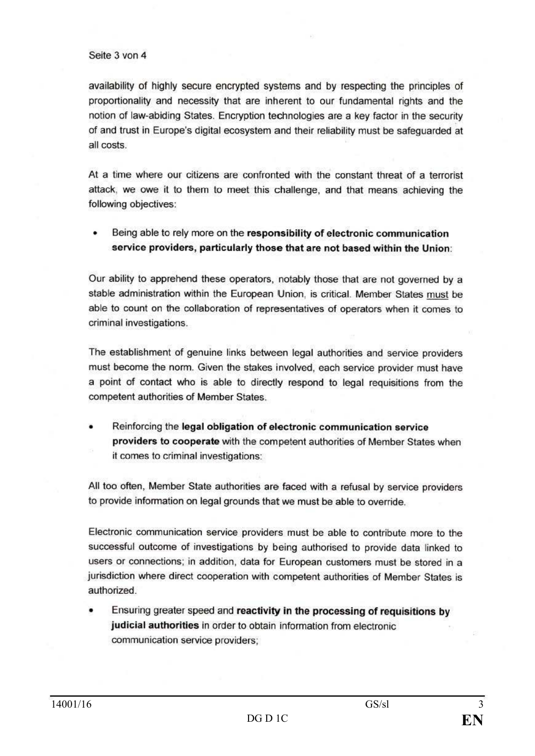availability of highly secure encrypted systems and by respecting the principles of proportionality and necessity that are inherent to our fundamental rights and the notion of law-abiding States. Encryption technologies are a key factor in the security of and trust in Europe's digital ecosystem and their reliability must be safeguarded at all costs.

At a time where our citizens are confronted with the constant threat of a terrorist attack, we owe it to them to meet this challenge, and that means achieving the following objectives:

- Being able to rely more on the **responsibility of electronic communication service providers, particularly those that are not based within the Union**:

Our ability to apprehend these operators, notably those that are not governed by a stable administration within the European Union, is critical. Member States must be able to count on the collaboration of representatives of operators when it comes to criminal investigations.

The establishment of genuine links between legal authorities and service providers must become the norm. Given the stakes involved, each service provider must have a point of contact who is able to directly respond to legal requisitions from the competent authorities of Member States.

- Reinforcing the **legal obligation of electronic communication service providers to cooperate** with the competent authorities of Member States when it comes to criminal investigations:

All too often, Member State authorities are faced with a refusal by service providers to provide information on legal grounds that we must be able to override.

Electronic communication service providers must be able to contribute more to the successful outcome of investigations by being authorised to provide data linked to users or connections; in addition, data for European customers must be stored in a jurisdiction where direct cooperation with competent authorities of Member States is authorized.

- Ensuring greater speed and **reactivity in the processing of requisitions by judicial authorities** in order to obtain information from electronic communication service providers;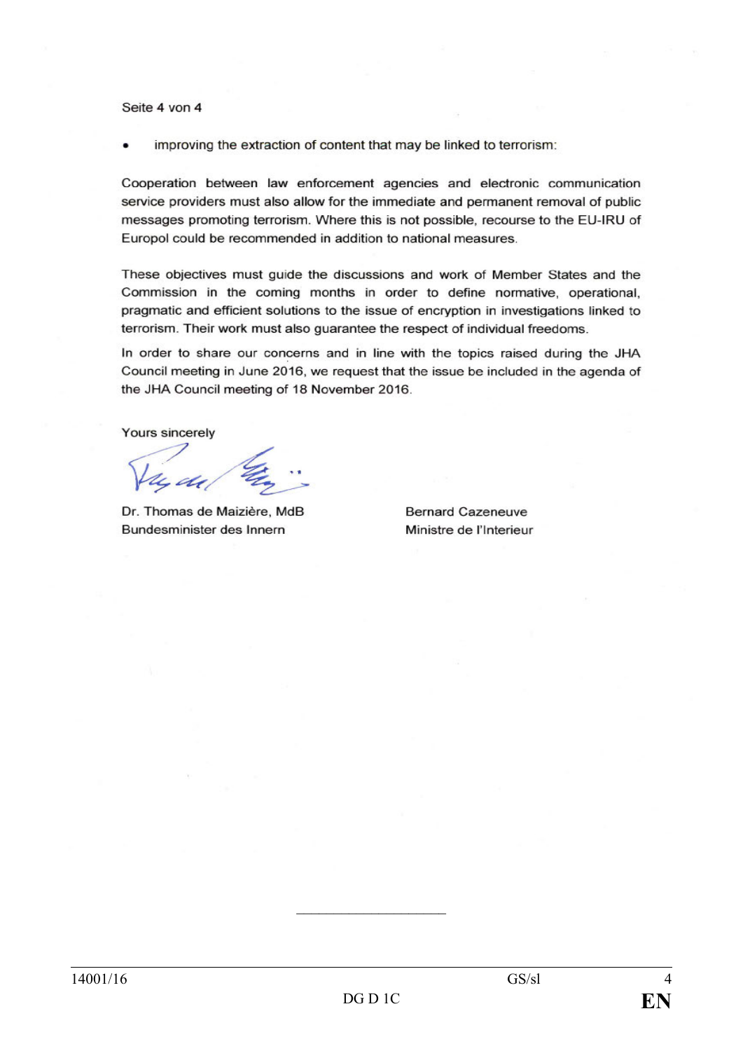- improving the extraction of content that may be linked to terrorism:

Cooperation between law enforcement agencies and electronic communication service providers must also allow for the immediate and permanent removal of public messages promoting terrorism. Where this is not possible, recourse to the EU-IRU of Europol could be recommended in addition to national measures.

These objectives must guide the discussions and work of Member States and the Commission in the coming months in order to define normative, operational, pragmatic and efficient solutions to the issue of encryption in investigations linked to terrorism. Their work must also guarantee the respect of individual freedoms.

In order to share our concerns and in line with the topics raised during the JHA Council meeting in June 2016, we request that the issue be included in the agenda of the JHA Council meeting of 18 November 2016.

Yours sincerely

Dr. Thomas de Maizière, MdB
Bundesminister des Innern

Bernard Cazeneuve
Ministre de l'Interieur